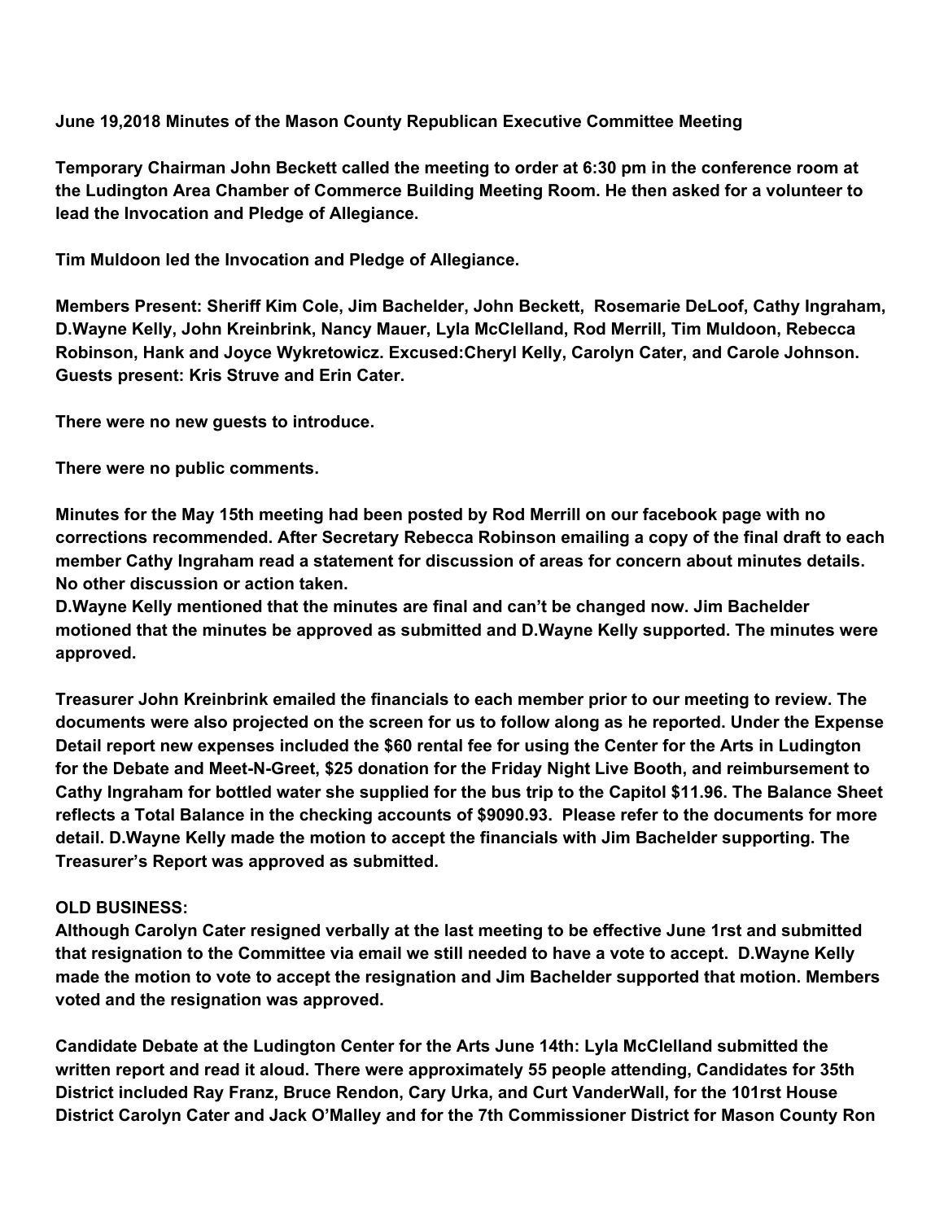**June 19,2018 Minutes of the Mason County Republican Executive Committee Meeting**

**Temporary Chairman John Beckett called the meeting to order at 6:30 pm in the conference room at the Ludington Area Chamber of Commerce Building Meeting Room. He then asked for a volunteer to lead the Invocation and Pledge of Allegiance.**

**Tim Muldoon led the Invocation and Pledge of Allegiance.**

**Members Present: Sheriff Kim Cole, Jim Bachelder, John Beckett, Rosemarie DeLoof, Cathy Ingraham, D.Wayne Kelly, John Kreinbrink, Nancy Mauer, Lyla McClelland, Rod Merrill, Tim Muldoon, Rebecca Robinson, Hank and Joyce Wykretowicz. Excused:Cheryl Kelly, Carolyn Cater, and Carole Johnson. Guests present: Kris Struve and Erin Cater.**

**There were no new guests to introduce.**

**There were no public comments.**

**Minutes for the May 15th meeting had been posted by Rod Merrill on our facebook page with no corrections recommended. After Secretary Rebecca Robinson emailing a copy of the final draft to each member Cathy Ingraham read a statement for discussion of areas for concern about minutes details. No other discussion or action taken.**
**D.Wayne Kelly mentioned that the minutes are final and can't be changed now. Jim Bachelder motioned that the minutes be approved as submitted and D.Wayne Kelly supported. The minutes were approved.**

**Treasurer John Kreinbrink emailed the financials to each member prior to our meeting to review. The documents were also projected on the screen for us to follow along as he reported. Under the Expense Detail report new expenses included the $60 rental fee for using the Center for the Arts in Ludington for the Debate and Meet-N-Greet, $25 donation for the Friday Night Live Booth, and reimbursement to Cathy Ingraham for bottled water she supplied for the bus trip to the Capitol $11.96. The Balance Sheet reflects a Total Balance in the checking accounts of $9090.93. Please refer to the documents for more detail. D.Wayne Kelly made the motion to accept the financials with Jim Bachelder supporting. The Treasurer's Report was approved as submitted.**

**OLD BUSINESS:**
**Although Carolyn Cater resigned verbally at the last meeting to be effective June 1rst and submitted that resignation to the Committee via email we still needed to have a vote to accept. D.Wayne Kelly made the motion to vote to accept the resignation and Jim Bachelder supported that motion. Members voted and the resignation was approved.**

**Candidate Debate at the Ludington Center for the Arts June 14th: Lyla McClelland submitted the written report and read it aloud. There were approximately 55 people attending, Candidates for 35th District included Ray Franz, Bruce Rendon, Cary Urka, and Curt VanderWall, for the 101rst House District Carolyn Cater and Jack O'Malley and for the 7th Commissioner District for Mason County Ron**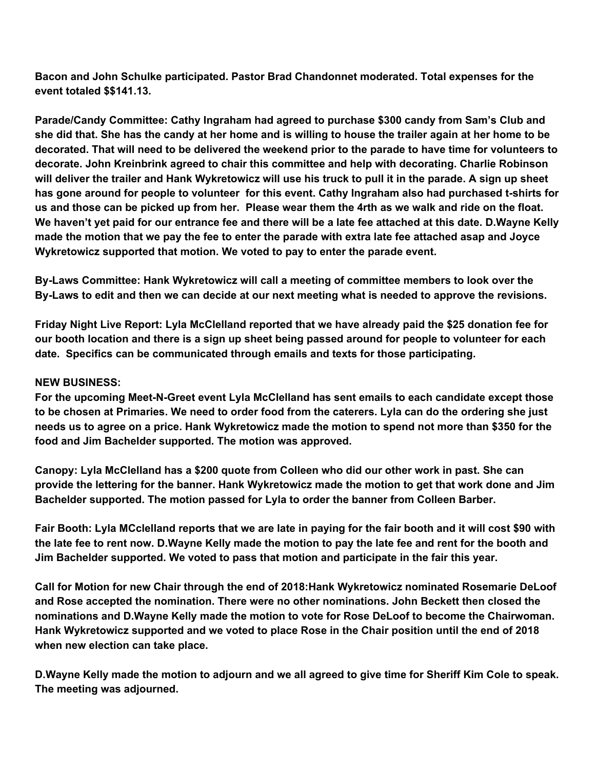**Bacon and John Schulke participated. Pastor Brad Chandonnet moderated. Total expenses for the event totaled $$141.13.**

**Parade/Candy Committee: Cathy Ingraham had agreed to purchase $300 candy from Sam's Club and she did that. She has the candy at her home and is willing to house the trailer again at her home to be decorated. That will need to be delivered the weekend prior to the parade to have time for volunteers to decorate. John Kreinbrink agreed to chair this committee and help with decorating. Charlie Robinson will deliver the trailer and Hank Wykretowicz will use his truck to pull it in the parade. A sign up sheet has gone around for people to volunteer for this event. Cathy Ingraham also had purchased t-shirts for us and those can be picked up from her. Please wear them the 4rth as we walk and ride on the float. We haven't yet paid for our entrance fee and there will be a late fee attached at this date. D.Wayne Kelly made the motion that we pay the fee to enter the parade with extra late fee attached asap and Joyce Wykretowicz supported that motion. We voted to pay to enter the parade event.**

**By-Laws Committee: Hank Wykretowicz will call a meeting of committee members to look over the By-Laws to edit and then we can decide at our next meeting what is needed to approve the revisions.**

**Friday Night Live Report: Lyla McClelland reported that we have already paid the $25 donation fee for our booth location and there is a sign up sheet being passed around for people to volunteer for each date. Specifics can be communicated through emails and texts for those participating.**

**NEW BUSINESS:**
**For the upcoming Meet-N-Greet event Lyla McClelland has sent emails to each candidate except those to be chosen at Primaries. We need to order food from the caterers. Lyla can do the ordering she just needs us to agree on a price. Hank Wykretowicz made the motion to spend not more than $350 for the food and Jim Bachelder supported. The motion was approved.**

**Canopy: Lyla McClelland has a $200 quote from Colleen who did our other work in past. She can provide the lettering for the banner. Hank Wykretowicz made the motion to get that work done and Jim Bachelder supported. The motion passed for Lyla to order the banner from Colleen Barber.**

**Fair Booth: Lyla MCclelland reports that we are late in paying for the fair booth and it will cost $90 with the late fee to rent now. D.Wayne Kelly made the motion to pay the late fee and rent for the booth and Jim Bachelder supported. We voted to pass that motion and participate in the fair this year.**

**Call for Motion for new Chair through the end of 2018:Hank Wykretowicz nominated Rosemarie DeLoof and Rose accepted the nomination. There were no other nominations. John Beckett then closed the nominations and D.Wayne Kelly made the motion to vote for Rose DeLoof to become the Chairwoman. Hank Wykretowicz supported and we voted to place Rose in the Chair position until the end of 2018 when new election can take place.**

**D.Wayne Kelly made the motion to adjourn and we all agreed to give time for Sheriff Kim Cole to speak. The meeting was adjourned.**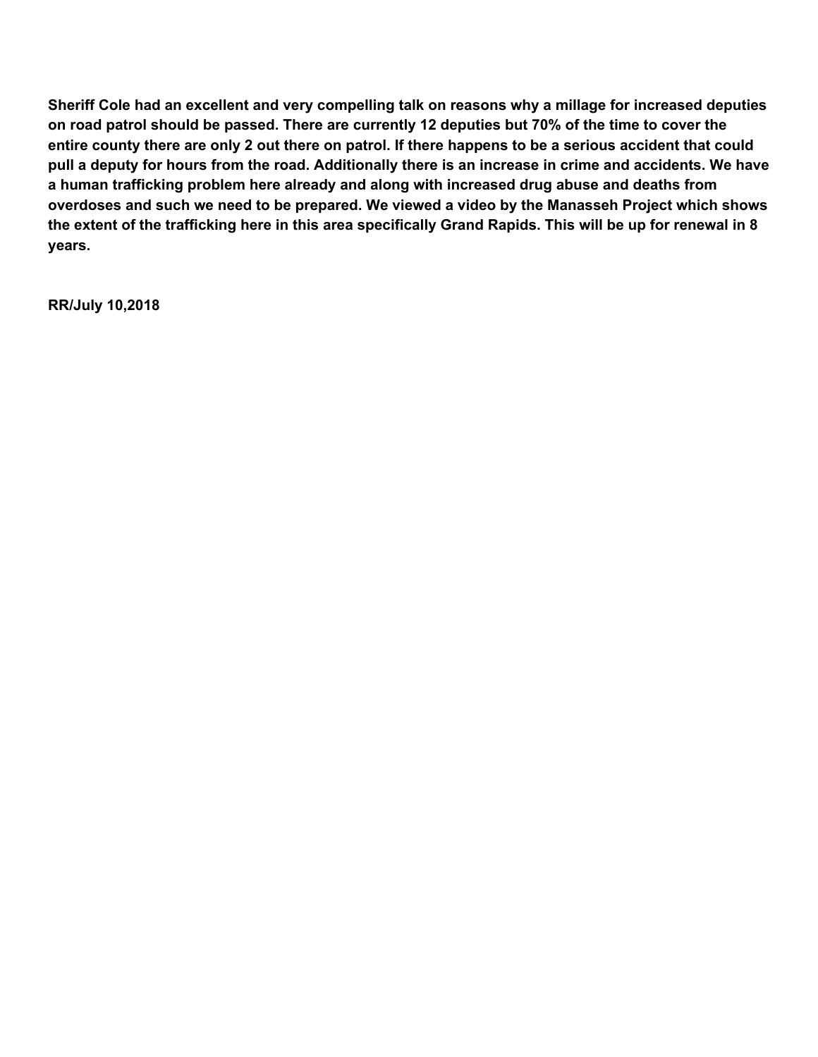**Sheriff Cole had an excellent and very compelling talk on reasons why a millage for increased deputies on road patrol should be passed. There are currently 12 deputies but 70% of the time to cover the entire county there are only 2 out there on patrol. If there happens to be a serious accident that could pull a deputy for hours from the road. Additionally there is an increase in crime and accidents. We have a human trafficking problem here already and along with increased drug abuse and deaths from overdoses and such we need to be prepared. We viewed a video by the Manasseh Project which shows the extent of the trafficking here in this area specifically Grand Rapids. This will be up for renewal in 8 years.**

**RR/July 10,2018**